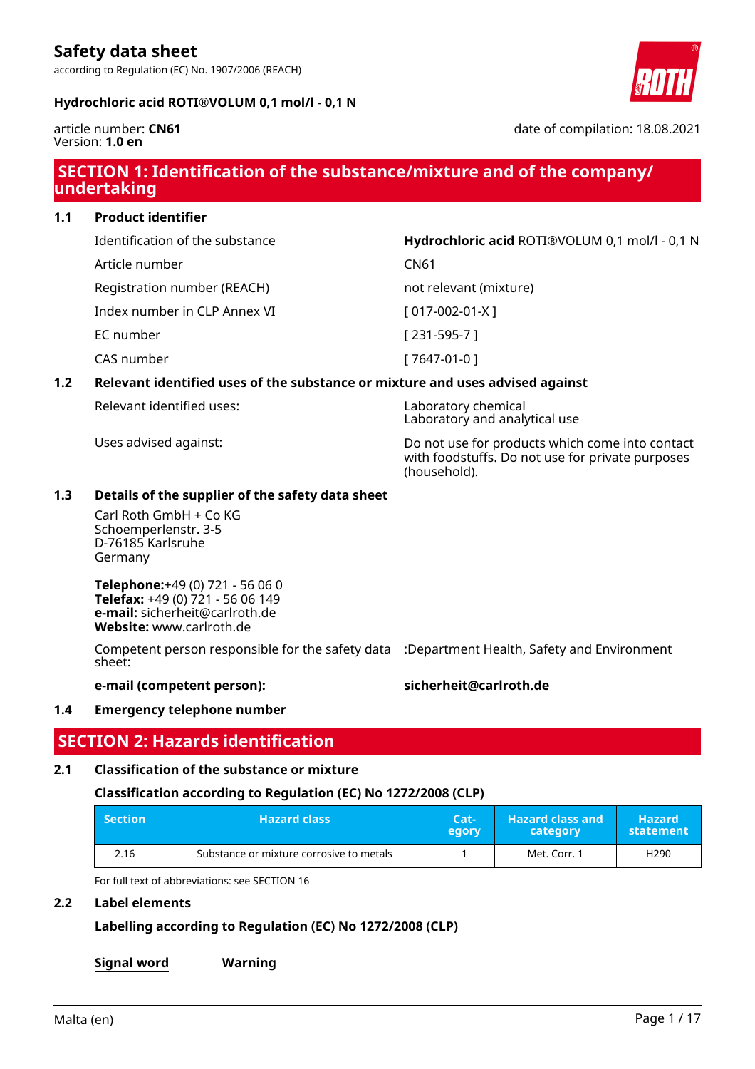# Safety data sheet

according to Regulation (EC) No. 1907/2006 (REACH)

**Hydrochloric acid ROTI®VOLUM 0,1 mol/l - 0,1 N**

article number: **CN61**
Version: **1.0 en**

date of compilation: 18.08.2021

## SECTION 1: Identification of the substance/mixture and of the company/undertaking

### 1.1 Product identifier

| | |
|---|---|
| Identification of the substance | **Hydrochloric acid** ROTI®VOLUM 0,1 mol/l - 0,1 N |
| Article number | CN61 |
| Registration number (REACH) | not relevant (mixture) |
| Index number in CLP Annex VI | [ 017-002-01-X ] |
| EC number | [ 231-595-7 ] |
| CAS number | [ 7647-01-0 ] |

### 1.2 Relevant identified uses of the substance or mixture and uses advised against

| | |
|---|---|
| Relevant identified uses: | Laboratory chemical<br>Laboratory and analytical use |
| Uses advised against: | Do not use for products which come into contact with foodstuffs. Do not use for private purposes (household). |

### 1.3 Details of the supplier of the safety data sheet

Carl Roth GmbH + Co KG
Schoemperlenstr. 3-5
D-76185 Karlsruhe
Germany

**Telephone:**+49 (0) 721 - 56 06 0
**Telefax:** +49 (0) 721 - 56 06 149
**e-mail:** sicherheit@carlroth.de
**Website:** www.carlroth.de

| | |
|---|---|
| Competent person responsible for the safety data sheet: | :Department Health, Safety and Environment |
| **e-mail (competent person):** | **sicherheit@carlroth.de** |

### 1.4 Emergency telephone number

## SECTION 2: Hazards identification

### 2.1 Classification of the substance or mixture

**Classification according to Regulation (EC) No 1272/2008 (CLP)**

| Section | Hazard class | Cat-egory | Hazard class and category | Hazard statement |
|---|---|---|---|---|
| 2.16 | Substance or mixture corrosive to metals | 1 | Met. Corr. 1 | H290 |

For full text of abbreviations: see SECTION 16

### 2.2 Label elements

**Labelling according to Regulation (EC) No 1272/2008 (CLP)**

**Signal word** **Warning**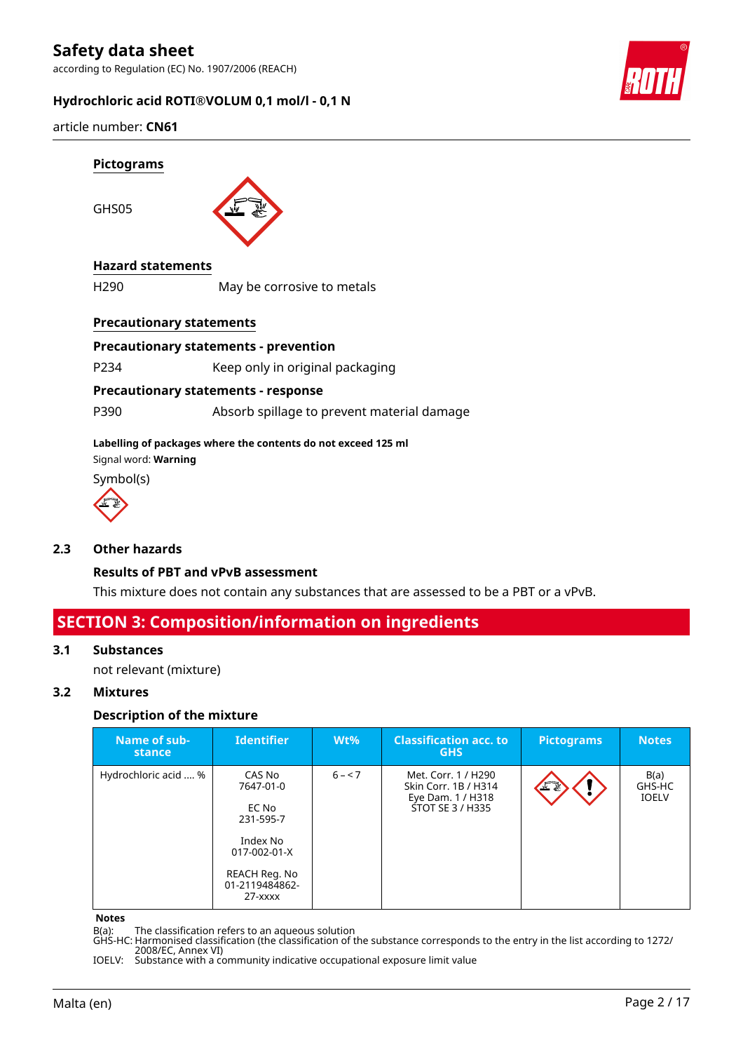#### Pictograms

GHS05

#### Hazard statements

H290 May be corrosive to metals

#### Precautionary statements

**Precautionary statements - prevention**

P234 Keep only in original packaging

**Precautionary statements - response**

P390 Absorb spillage to prevent material damage

**Labelling of packages where the contents do not exceed 125 ml**

Signal word: **Warning**

Symbol(s)

### 2.3 Other hazards

**Results of PBT and vPvB assessment**

This mixture does not contain any substances that are assessed to be a PBT or a vPvB.

## SECTION 3: Composition/information on ingredients

### 3.1 Substances

not relevant (mixture)

### 3.2 Mixtures

**Description of the mixture**

| Name of sub-stance | Identifier | Wt% | Classification acc. to GHS | Pictograms | Notes |
|---|---|---|---|---|---|
| Hydrochloric acid .... % | CAS No 7647-01-0<br><br>EC No 231-595-7<br><br>Index No 017-002-01-X<br><br>REACH Reg. No 01-2119484862-27-xxxx | 6 – < 7 | Met. Corr. 1 / H290<br>Skin Corr. 1B / H314<br>Eye Dam. 1 / H318<br>STOT SE 3 / H335 | | B(a)<br>GHS-HC<br>IOELV |

**Notes**

B(a): The classification refers to an aqueous solution
GHS-HC: Harmonised classification (the classification of the substance corresponds to the entry in the list according to 1272/2008/EC, Annex VI)
IOELV: Substance with a community indicative occupational exposure limit value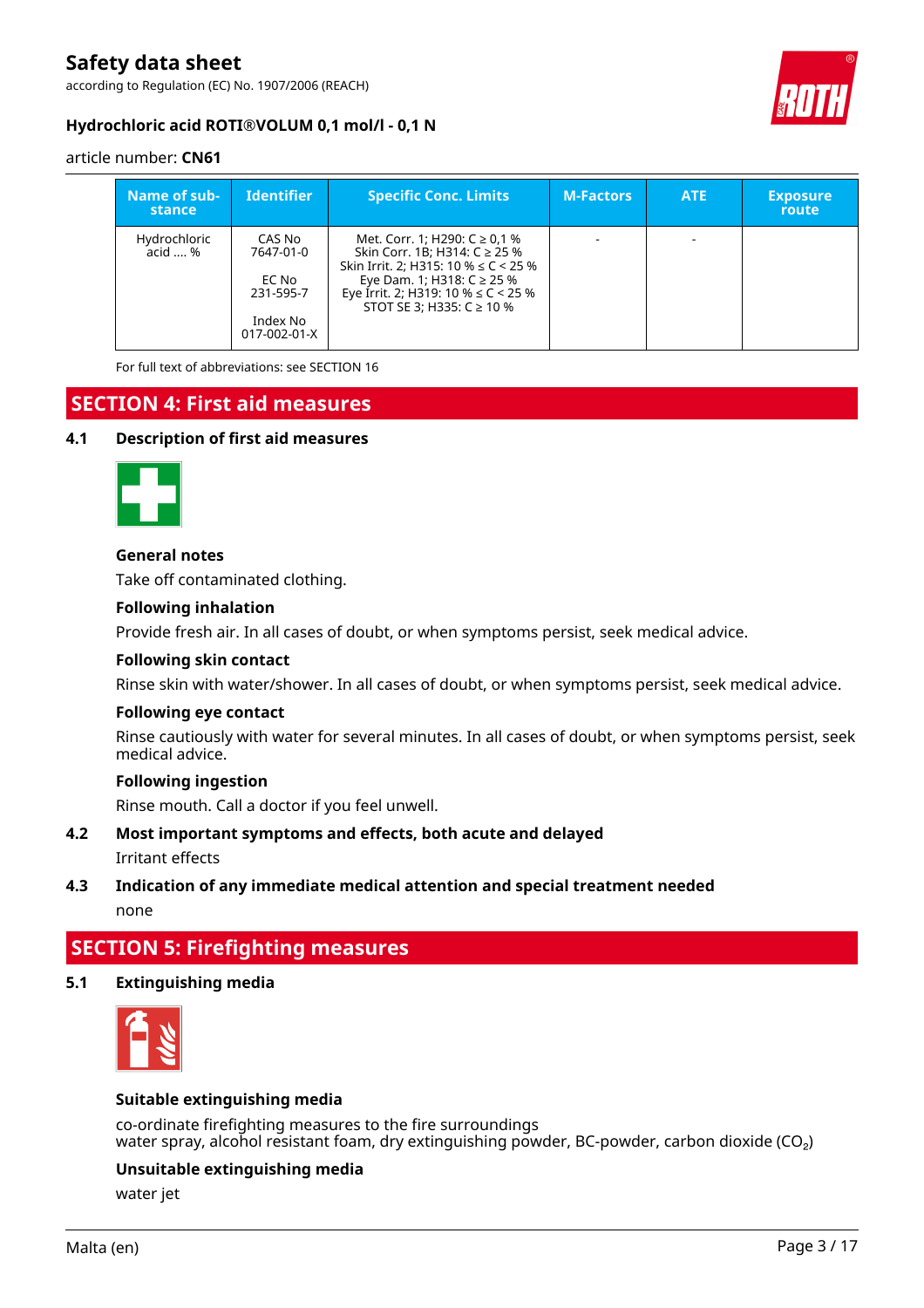| Name of substance | Identifier | Specific Conc. Limits | M-Factors | ATE | Exposure route |
|---|---|---|---|---|---|
| Hydrochloric acid .... % | CAS No 7647-01-0<br><br>EC No 231-595-7<br><br>Index No 017-002-01-X | Met. Corr. 1; H290: C ≥ 0,1 %<br>Skin Corr. 1B; H314: C ≥ 25 %<br>Skin Irrit. 2; H315: 10 % ≤ C < 25 %<br>Eye Dam. 1; H318: C ≥ 25 %<br>Eye Irrit. 2; H319: 10 % ≤ C < 25 %<br>STOT SE 3; H335: C ≥ 10 % | - | - | |

For full text of abbreviations: see SECTION 16

## SECTION 4: First aid measures

### 4.1 Description of first aid measures

**General notes**

Take off contaminated clothing.

**Following inhalation**

Provide fresh air. In all cases of doubt, or when symptoms persist, seek medical advice.

**Following skin contact**

Rinse skin with water/shower. In all cases of doubt, or when symptoms persist, seek medical advice.

**Following eye contact**

Rinse cautiously with water for several minutes. In all cases of doubt, or when symptoms persist, seek medical advice.

**Following ingestion**

Rinse mouth. Call a doctor if you feel unwell.

### 4.2 Most important symptoms and effects, both acute and delayed

Irritant effects

### 4.3 Indication of any immediate medical attention and special treatment needed

none

## SECTION 5: Firefighting measures

### 5.1 Extinguishing media

**Suitable extinguishing media**

co-ordinate firefighting measures to the fire surroundings
water spray, alcohol resistant foam, dry extinguishing powder, BC-powder, carbon dioxide ($CO_2$)

**Unsuitable extinguishing media**

water jet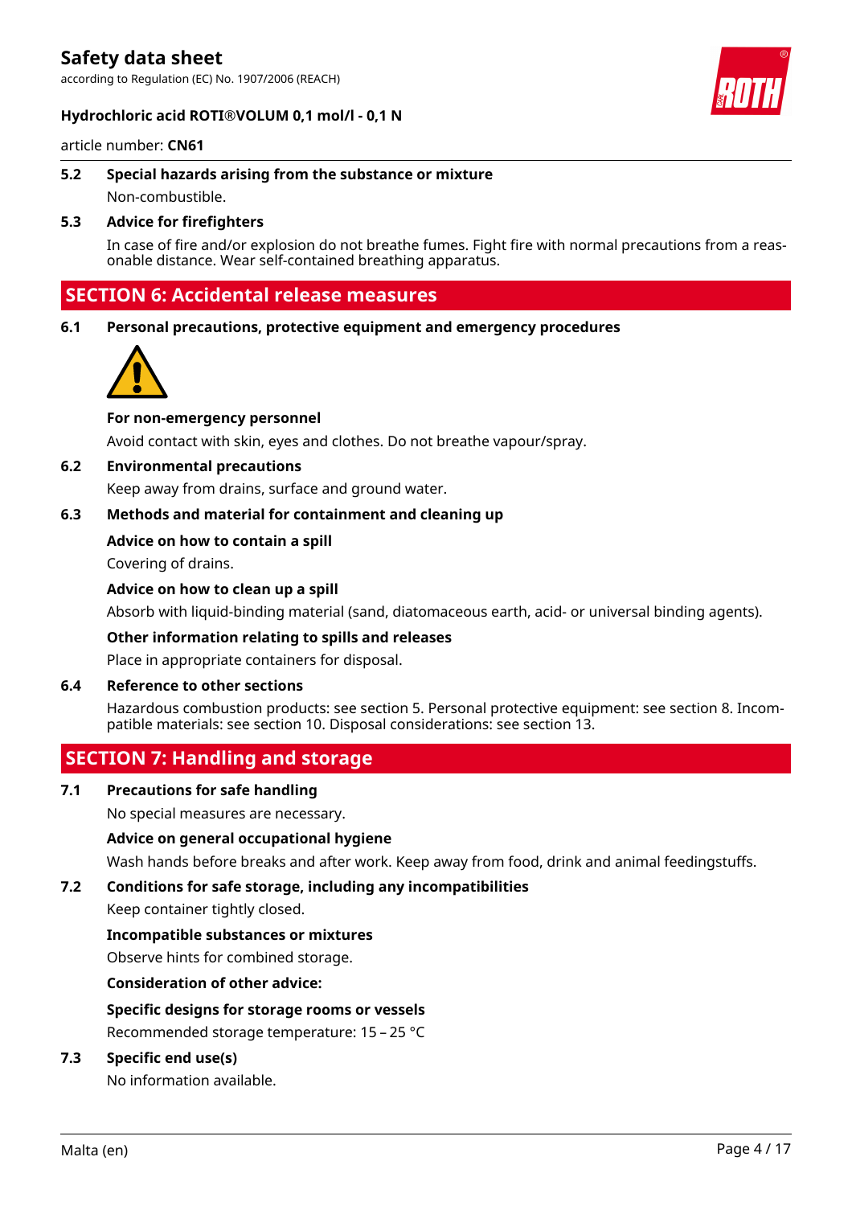### 5.2 Special hazards arising from the substance or mixture

Non-combustible.

### 5.3 Advice for firefighters

In case of fire and/or explosion do not breathe fumes. Fight fire with normal precautions from a reasonable distance. Wear self-contained breathing apparatus.

## SECTION 6: Accidental release measures

### 6.1 Personal precautions, protective equipment and emergency procedures

**For non-emergency personnel**

Avoid contact with skin, eyes and clothes. Do not breathe vapour/spray.

### 6.2 Environmental precautions

Keep away from drains, surface and ground water.

### 6.3 Methods and material for containment and cleaning up

**Advice on how to contain a spill**

Covering of drains.

**Advice on how to clean up a spill**

Absorb with liquid-binding material (sand, diatomaceous earth, acid- or universal binding agents).

**Other information relating to spills and releases**

Place in appropriate containers for disposal.

### 6.4 Reference to other sections

Hazardous combustion products: see section 5. Personal protective equipment: see section 8. Incompatible materials: see section 10. Disposal considerations: see section 13.

## SECTION 7: Handling and storage

### 7.1 Precautions for safe handling

No special measures are necessary.

**Advice on general occupational hygiene**

Wash hands before breaks and after work. Keep away from food, drink and animal feedingstuffs.

### 7.2 Conditions for safe storage, including any incompatibilities

Keep container tightly closed.

**Incompatible substances or mixtures**

Observe hints for combined storage.

**Consideration of other advice:**

**Specific designs for storage rooms or vessels**

Recommended storage temperature: 15 – 25 °C

### 7.3 Specific end use(s)

No information available.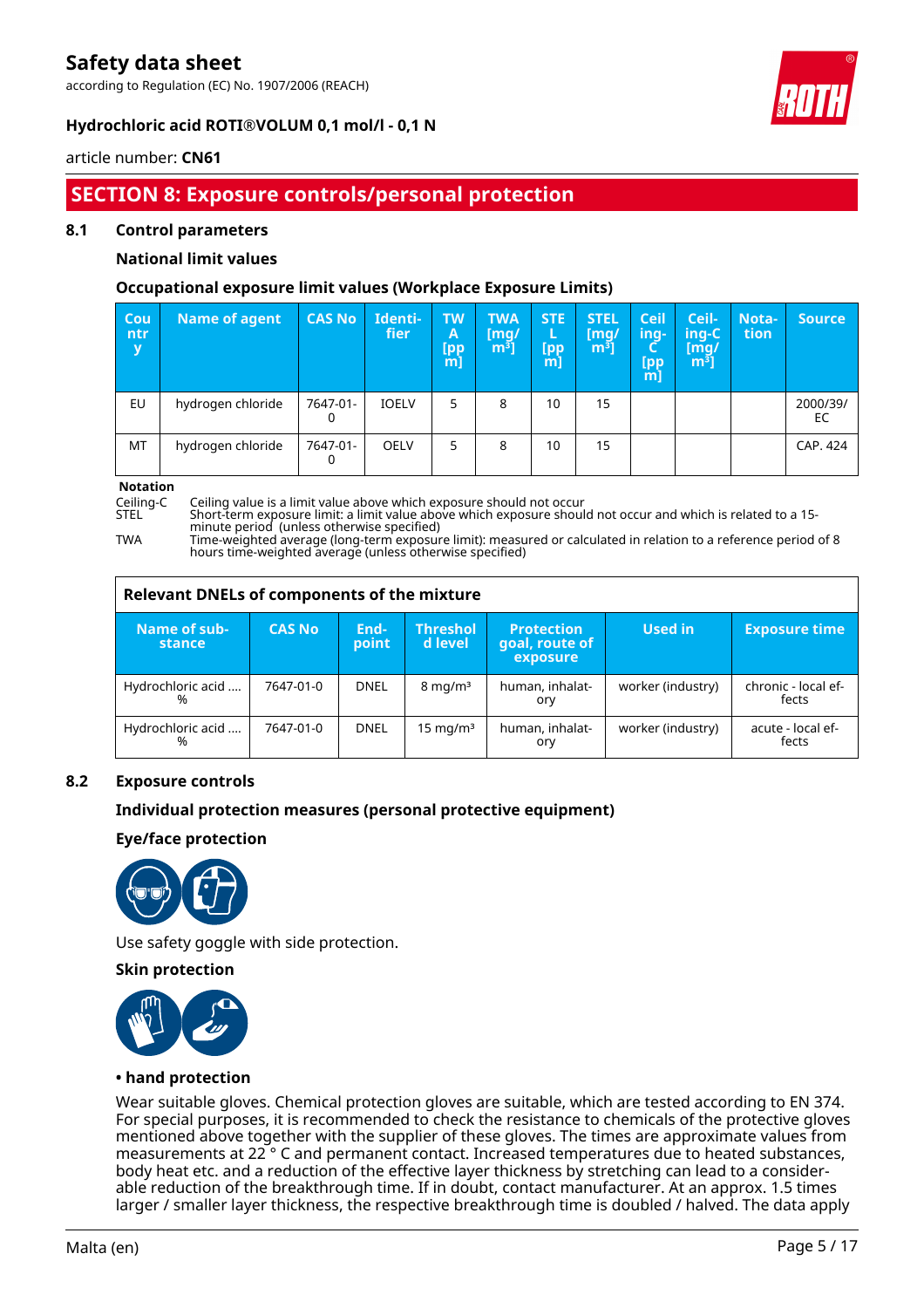## SECTION 8: Exposure controls/personal protection

### 8.1 Control parameters

**National limit values**

**Occupational exposure limit values (Workplace Exposure Limits)**

| Country | Name of agent | CAS No | Identifier | TWA [ppm] | TWA [mg/m³] | STEL [ppm] | STEL [mg/m³] | Ceiling-C [ppm] | Ceiling-C [mg/m³] | Notation | Source |
|---|---|---|---|---|---|---|---|---|---|---|---|
| EU | hydrogen chloride | 7647-01-0 | IOELV | 5 | 8 | 10 | 15 | | | | 2000/39/EC |
| MT | hydrogen chloride | 7647-01-0 | OELV | 5 | 8 | 10 | 15 | | | | CAP. 424 |

**Notation**

Ceiling-C  Ceiling value is a limit value above which exposure should not occur
STEL  Short-term exposure limit: a limit value above which exposure should not occur and which is related to a 15-minute period (unless otherwise specified)
TWA  Time-weighted average (long-term exposure limit): measured or calculated in relation to a reference period of 8 hours time-weighted average (unless otherwise specified)

**Relevant DNELs of components of the mixture**

| Name of substance | CAS No | Endpoint | Threshold level | Protection goal, route of exposure | Used in | Exposure time |
|---|---|---|---|---|---|---|
| Hydrochloric acid .... % | 7647-01-0 | DNEL | 8 mg/m³ | human, inhalatory | worker (industry) | chronic - local effects |
| Hydrochloric acid .... % | 7647-01-0 | DNEL | 15 mg/m³ | human, inhalatory | worker (industry) | acute - local effects |

### 8.2 Exposure controls

**Individual protection measures (personal protective equipment)**

**Eye/face protection**

Use safety goggle with side protection.

**Skin protection**

**• hand protection**

Wear suitable gloves. Chemical protection gloves are suitable, which are tested according to EN 374. For special purposes, it is recommended to check the resistance to chemicals of the protective gloves mentioned above together with the supplier of these gloves. The times are approximate values from measurements at 22 ° C and permanent contact. Increased temperatures due to heated substances, body heat etc. and a reduction of the effective layer thickness by stretching can lead to a considerable reduction of the breakthrough time. If in doubt, contact manufacturer. At an approx. 1.5 times larger / smaller layer thickness, the respective breakthrough time is doubled / halved. The data apply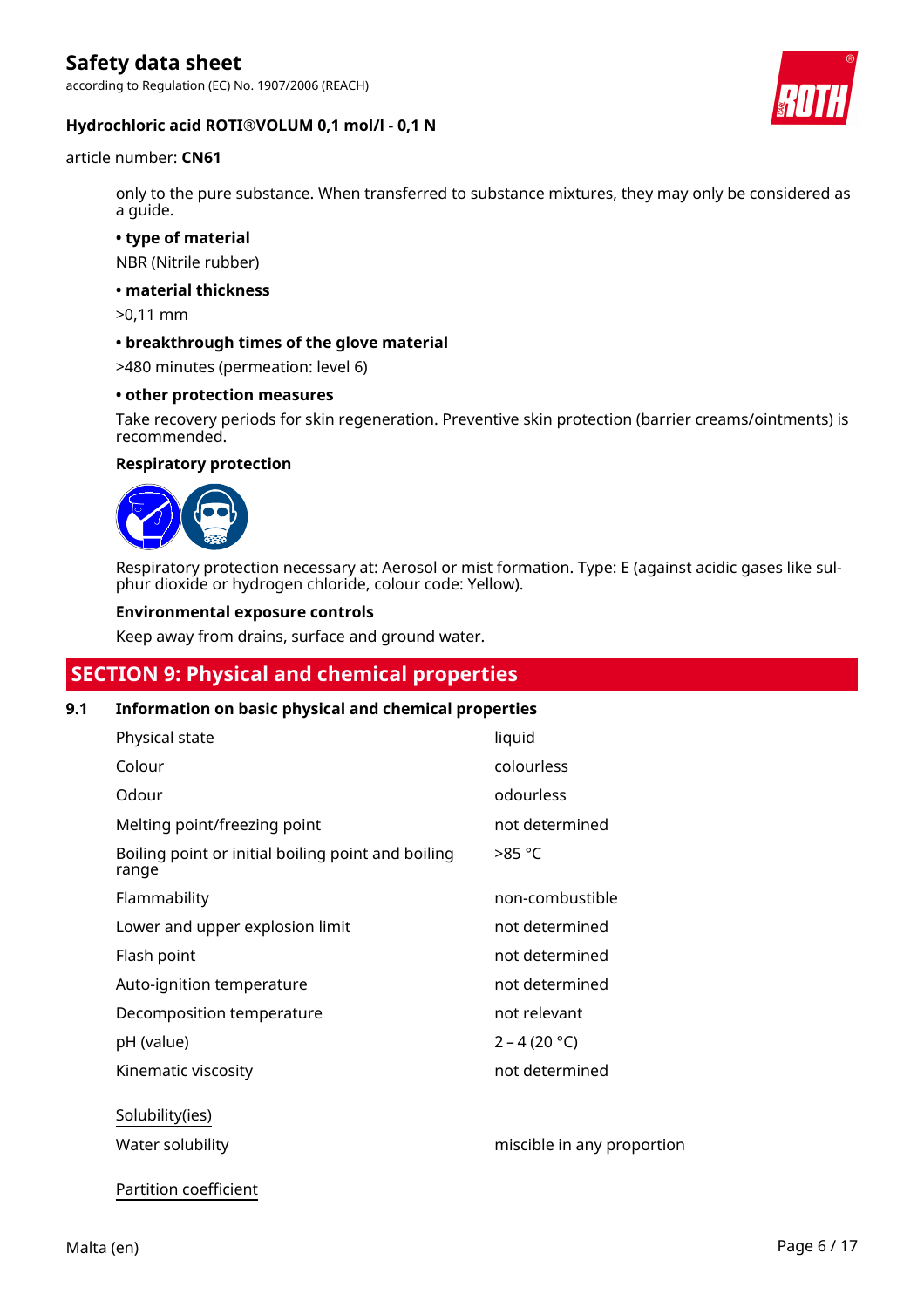only to the pure substance. When transferred to substance mixtures, they may only be considered as a guide.

**• type of material**

NBR (Nitrile rubber)

**• material thickness**

>0,11 mm

**• breakthrough times of the glove material**

>480 minutes (permeation: level 6)

**• other protection measures**

Take recovery periods for skin regeneration. Preventive skin protection (barrier creams/ointments) is recommended.

**Respiratory protection**

Respiratory protection necessary at: Aerosol or mist formation. Type: E (against acidic gases like sulphur dioxide or hydrogen chloride, colour code: Yellow).

**Environmental exposure controls**

Keep away from drains, surface and ground water.

## SECTION 9: Physical and chemical properties

### 9.1 Information on basic physical and chemical properties

| | |
|---|---|
| Physical state | liquid |
| Colour | colourless |
| Odour | odourless |
| Melting point/freezing point | not determined |
| Boiling point or initial boiling point and boiling range | >85 °C |
| Flammability | non-combustible |
| Lower and upper explosion limit | not determined |
| Flash point | not determined |
| Auto-ignition temperature | not determined |
| Decomposition temperature | not relevant |
| pH (value) | 2 – 4 (20 °C) |
| Kinematic viscosity | not determined |

Solubility(ies)

| | |
|---|---|
| Water solubility | miscible in any proportion |

Partition coefficient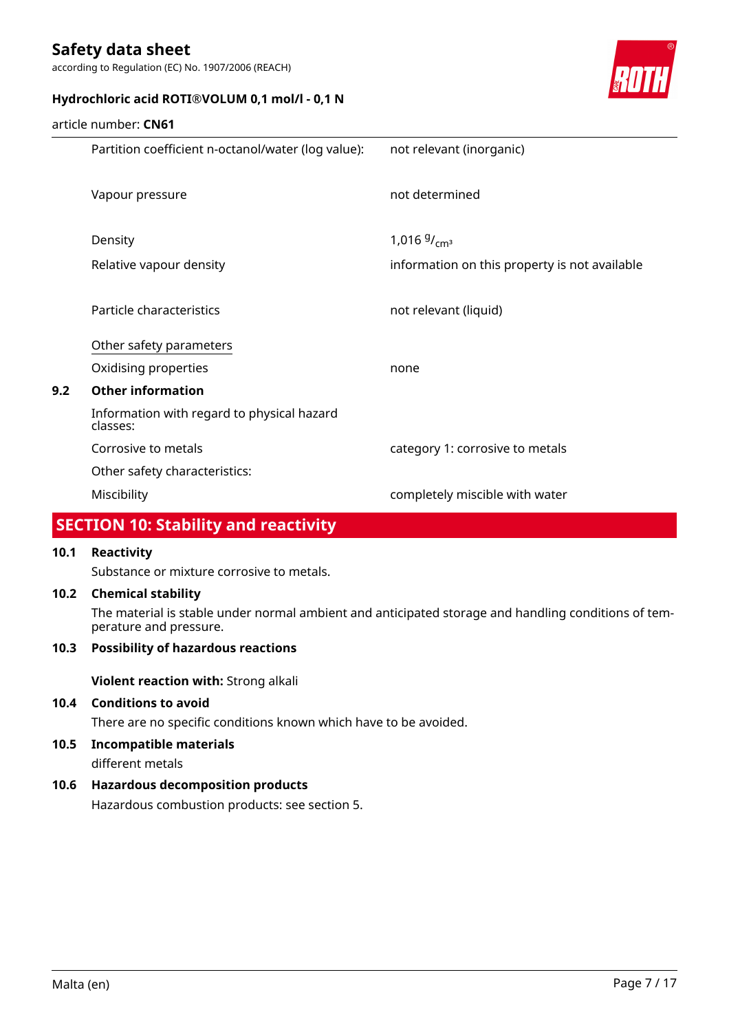| | |
|---|---|
| Partition coefficient n-octanol/water (log value): | not relevant (inorganic) |
| Vapour pressure | not determined |
| Density | 1,016 $^{g}/_{cm^3}$ |
| Relative vapour density | information on this property is not available |
| Particle characteristics | not relevant (liquid) |

Other safety parameters

| | |
|---|---|
| Oxidising properties | none |

### 9.2 Other information

Information with regard to physical hazard classes:

| | |
|---|---|
| Corrosive to metals | category 1: corrosive to metals |

Other safety characteristics:

| | |
|---|---|
| Miscibility | completely miscible with water |

## SECTION 10: Stability and reactivity

### 10.1 Reactivity

Substance or mixture corrosive to metals.

### 10.2 Chemical stability

The material is stable under normal ambient and anticipated storage and handling conditions of temperature and pressure.

### 10.3 Possibility of hazardous reactions

**Violent reaction with:** Strong alkali

### 10.4 Conditions to avoid

There are no specific conditions known which have to be avoided.

### 10.5 Incompatible materials

different metals

### 10.6 Hazardous decomposition products

Hazardous combustion products: see section 5.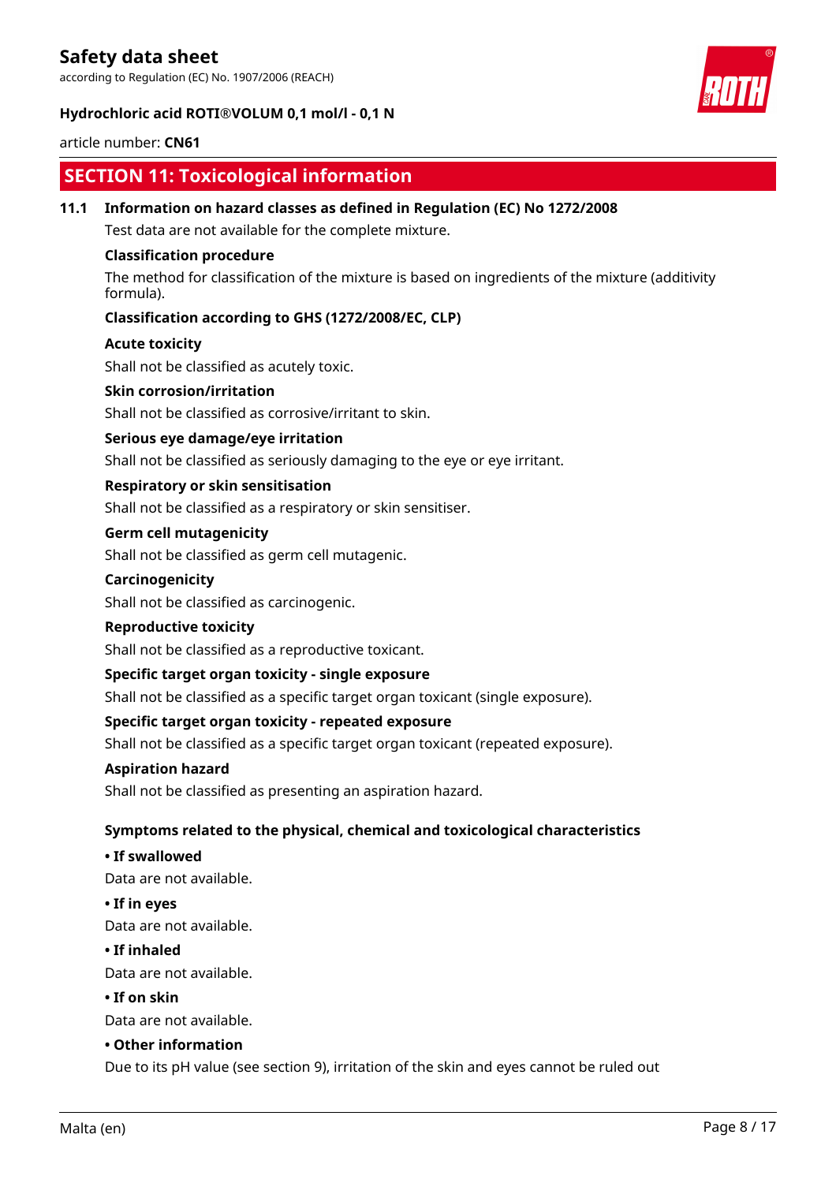## SECTION 11: Toxicological information

### 11.1 Information on hazard classes as defined in Regulation (EC) No 1272/2008

Test data are not available for the complete mixture.

**Classification procedure**

The method for classification of the mixture is based on ingredients of the mixture (additivity formula).

**Classification according to GHS (1272/2008/EC, CLP)**

**Acute toxicity**

Shall not be classified as acutely toxic.

**Skin corrosion/irritation**

Shall not be classified as corrosive/irritant to skin.

**Serious eye damage/eye irritation**

Shall not be classified as seriously damaging to the eye or eye irritant.

**Respiratory or skin sensitisation**

Shall not be classified as a respiratory or skin sensitiser.

**Germ cell mutagenicity**

Shall not be classified as germ cell mutagenic.

**Carcinogenicity**

Shall not be classified as carcinogenic.

**Reproductive toxicity**

Shall not be classified as a reproductive toxicant.

**Specific target organ toxicity - single exposure**

Shall not be classified as a specific target organ toxicant (single exposure).

**Specific target organ toxicity - repeated exposure**

Shall not be classified as a specific target organ toxicant (repeated exposure).

**Aspiration hazard**

Shall not be classified as presenting an aspiration hazard.

**Symptoms related to the physical, chemical and toxicological characteristics**

**• If swallowed**

Data are not available.

**• If in eyes**

Data are not available.

**• If inhaled**

Data are not available.

**• If on skin**

Data are not available.

**• Other information**

Due to its pH value (see section 9), irritation of the skin and eyes cannot be ruled out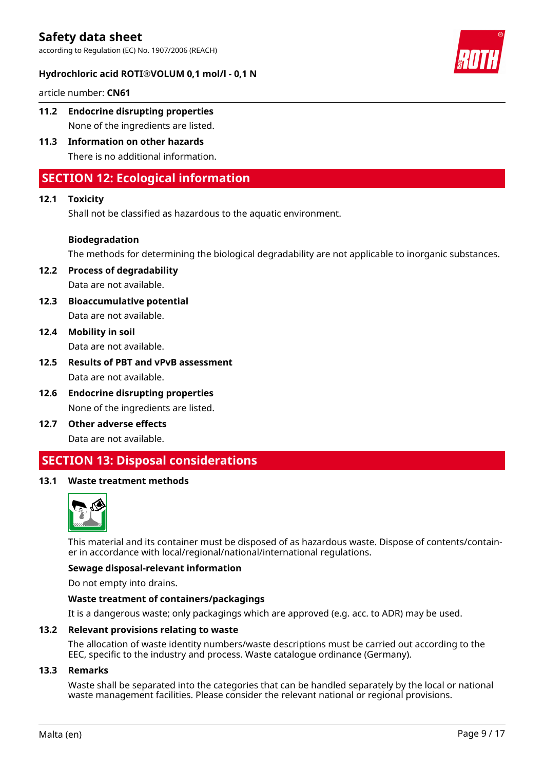### 11.2 Endocrine disrupting properties

None of the ingredients are listed.

### 11.3 Information on other hazards

There is no additional information.

## SECTION 12: Ecological information

### 12.1 Toxicity

Shall not be classified as hazardous to the aquatic environment.

**Biodegradation**

The methods for determining the biological degradability are not applicable to inorganic substances.

### 12.2 Process of degradability

Data are not available.

### 12.3 Bioaccumulative potential

Data are not available.

### 12.4 Mobility in soil

Data are not available.

### 12.5 Results of PBT and vPvB assessment

Data are not available.

### 12.6 Endocrine disrupting properties

None of the ingredients are listed.

### 12.7 Other adverse effects

Data are not available.

## SECTION 13: Disposal considerations

### 13.1 Waste treatment methods

This material and its container must be disposed of as hazardous waste. Dispose of contents/container in accordance with local/regional/national/international regulations.

**Sewage disposal-relevant information**

Do not empty into drains.

**Waste treatment of containers/packagings**

It is a dangerous waste; only packagings which are approved (e.g. acc. to ADR) may be used.

### 13.2 Relevant provisions relating to waste

The allocation of waste identity numbers/waste descriptions must be carried out according to the EEC, specific to the industry and process. Waste catalogue ordinance (Germany).

### 13.3 Remarks

Waste shall be separated into the categories that can be handled separately by the local or national waste management facilities. Please consider the relevant national or regional provisions.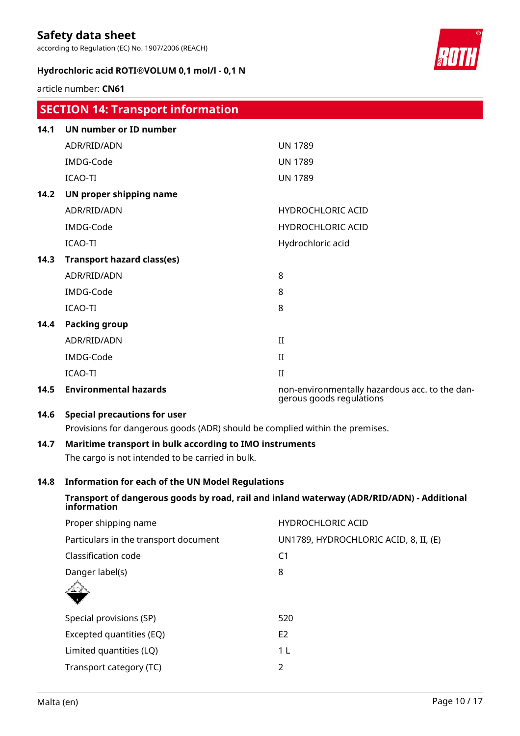## SECTION 14: Transport information

### 14.1 UN number or ID number

| | |
|---|---|
| ADR/RID/ADN | UN 1789 |
| IMDG-Code | UN 1789 |
| ICAO-TI | UN 1789 |

### 14.2 UN proper shipping name

| | |
|---|---|
| ADR/RID/ADN | HYDROCHLORIC ACID |
| IMDG-Code | HYDROCHLORIC ACID |
| ICAO-TI | Hydrochloric acid |

### 14.3 Transport hazard class(es)

| | |
|---|---|
| ADR/RID/ADN | 8 |
| IMDG-Code | 8 |
| ICAO-TI | 8 |

### 14.4 Packing group

| | |
|---|---|
| ADR/RID/ADN | II |
| IMDG-Code | II |
| ICAO-TI | II |

### 14.5 Environmental hazards

non-environmentally hazardous acc. to the dangerous goods regulations

### 14.6 Special precautions for user

Provisions for dangerous goods (ADR) should be complied within the premises.

### 14.7 Maritime transport in bulk according to IMO instruments

The cargo is not intended to be carried in bulk.

### 14.8 Information for each of the UN Model Regulations

**Transport of dangerous goods by road, rail and inland waterway (ADR/RID/ADN) - Additional information**

| | |
|---|---|
| Proper shipping name | HYDROCHLORIC ACID |
| Particulars in the transport document | UN1789, HYDROCHLORIC ACID, 8, II, (E) |
| Classification code | C1 |
| Danger label(s) | 8 |
| Special provisions (SP) | 520 |
| Excepted quantities (EQ) | E2 |
| Limited quantities (LQ) | 1 L |
| Transport category (TC) | 2 |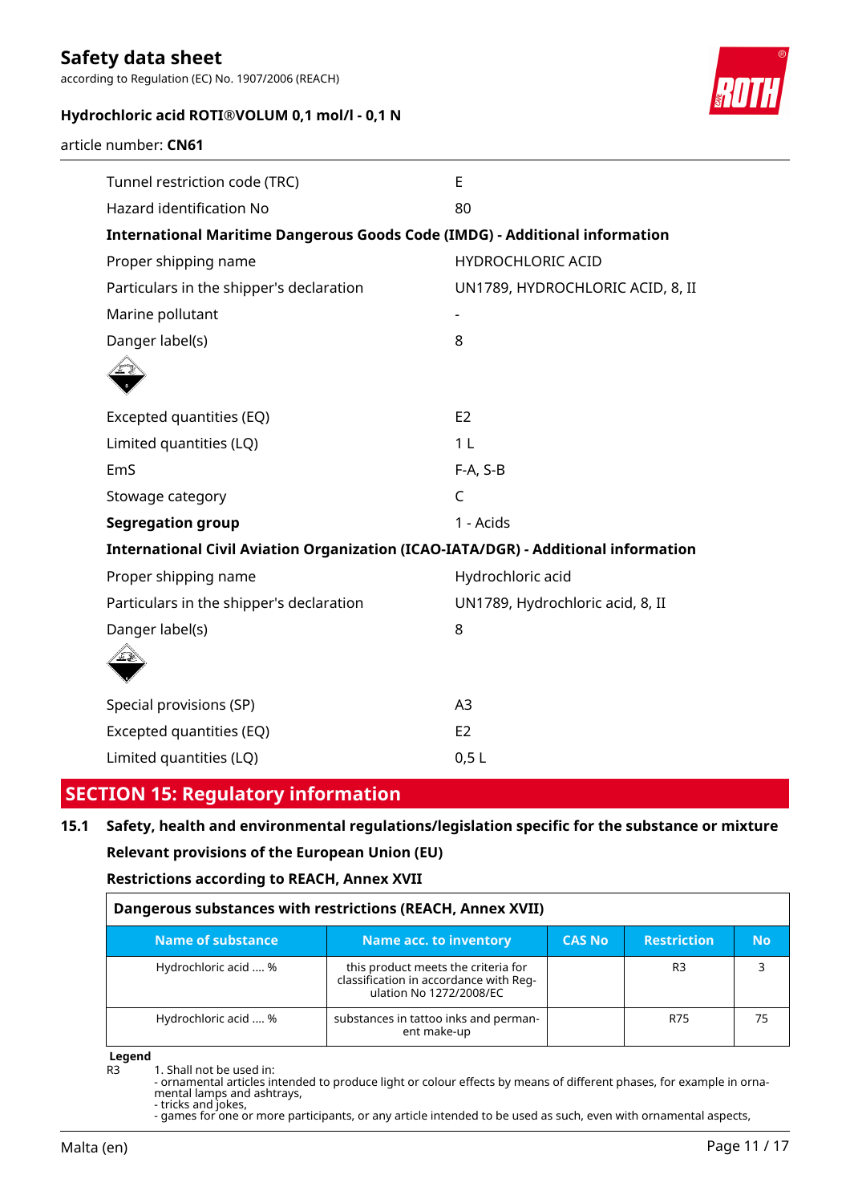| | |
|---|---|
| Tunnel restriction code (TRC) | E |
| Hazard identification No | 80 |

**International Maritime Dangerous Goods Code (IMDG) - Additional information**

| | |
|---|---|
| Proper shipping name | HYDROCHLORIC ACID |
| Particulars in the shipper's declaration | UN1789, HYDROCHLORIC ACID, 8, II |
| Marine pollutant | - |
| Danger label(s) | 8 |
| Excepted quantities (EQ) | E2 |
| Limited quantities (LQ) | 1 L |
| EmS | F-A, S-B |
| Stowage category | C |
| **Segregation group** | 1 - Acids |

**International Civil Aviation Organization (ICAO-IATA/DGR) - Additional information**

| | |
|---|---|
| Proper shipping name | Hydrochloric acid |
| Particulars in the shipper's declaration | UN1789, Hydrochloric acid, 8, II |
| Danger label(s) | 8 |
| Special provisions (SP) | A3 |
| Excepted quantities (EQ) | E2 |
| Limited quantities (LQ) | 0,5 L |

## SECTION 15: Regulatory information

### 15.1 Safety, health and environmental regulations/legislation specific for the substance or mixture

**Relevant provisions of the European Union (EU)**

**Restrictions according to REACH, Annex XVII**

**Dangerous substances with restrictions (REACH, Annex XVII)**

| Name of substance | Name acc. to inventory | CAS No | Restriction | No |
|---|---|---|---|---|
| Hydrochloric acid .... % | this product meets the criteria for classification in accordance with Regulation No 1272/2008/EC | | R3 | 3 |
| Hydrochloric acid .... % | substances in tattoo inks and permanent make-up | | R75 | 75 |

**Legend**

R3 1. Shall not be used in:
- ornamental articles intended to produce light or colour effects by means of different phases, for example in ornamental lamps and ashtrays,
- tricks and jokes,
- games for one or more participants, or any article intended to be used as such, even with ornamental aspects,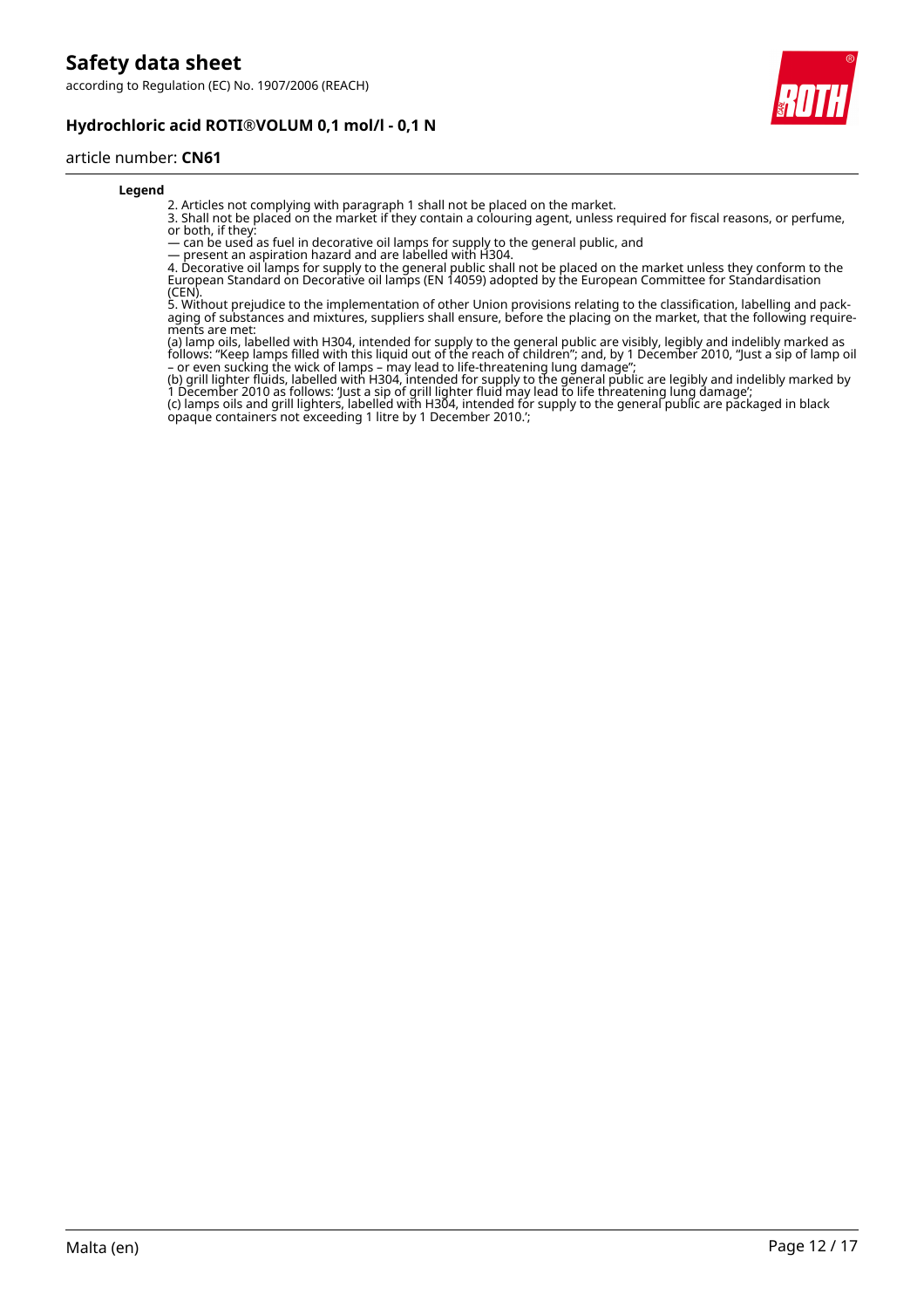**Legend**

2. Articles not complying with paragraph 1 shall not be placed on the market.
3. Shall not be placed on the market if they contain a colouring agent, unless required for fiscal reasons, or perfume, or both, if they:
— can be used as fuel in decorative oil lamps for supply to the general public, and
— present an aspiration hazard and are labelled with H304.
4. Decorative oil lamps for supply to the general public shall not be placed on the market unless they conform to the European Standard on Decorative oil lamps (EN 14059) adopted by the European Committee for Standardisation (CEN).
5. Without prejudice to the implementation of other Union provisions relating to the classification, labelling and packaging of substances and mixtures, suppliers shall ensure, before the placing on the market, that the following requirements are met:
(a) lamp oils, labelled with H304, intended for supply to the general public are visibly, legibly and indelibly marked as follows: "Keep lamps filled with this liquid out of the reach of children"; and, by 1 December 2010, "Just a sip of lamp oil – or even sucking the wick of lamps – may lead to life-threatening lung damage";
(b) grill lighter fluids, labelled with H304, intended for supply to the general public are legibly and indelibly marked by 1 December 2010 as follows: 'Just a sip of grill lighter fluid may lead to life threatening lung damage';
(c) lamps oils and grill lighters, labelled with H304, intended for supply to the general public are packaged in black opaque containers not exceeding 1 litre by 1 December 2010.';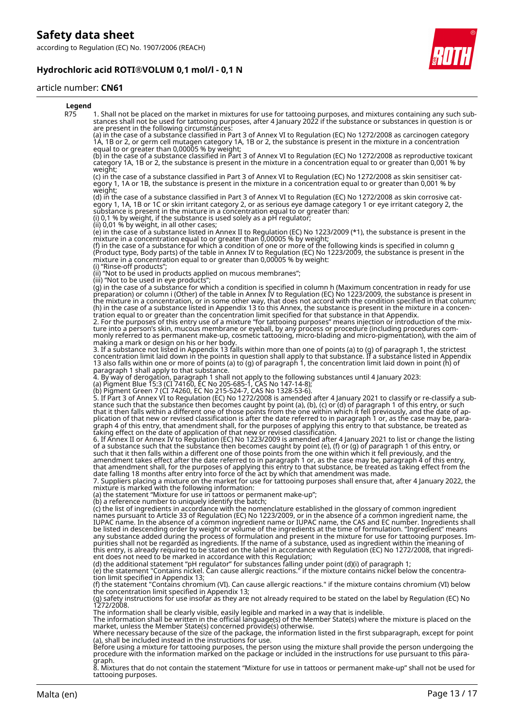**Legend**

| | |
|---|---|
| R75 | 1. Shall not be placed on the market in mixtures for use for tattooing purposes, and mixtures containing any such substances shall not be used for tattooing purposes, after 4 January 2022 if the substance or substances in question is or are present in the following circumstances: (a) in the case of a substance classified in Part 3 of Annex VI to Regulation (EC) No 1272/2008 as carcinogen category 1A, 1B or 2, or germ cell mutagen category 1A, 1B or 2, the substance is present in the mixture in a concentration equal to or greater than 0,00005 % by weight; (b) in the case of a substance classified in Part 3 of Annex VI to Regulation (EC) No 1272/2008 as reproductive toxicant category 1A, 1B or 2, the substance is present in the mixture in a concentration equal to or greater than 0,001 % by weight; (c) in the case of a substance classified in Part 3 of Annex VI to Regulation (EC) No 1272/2008 as skin sensitiser category 1, 1A or 1B, the substance is present in the mixture in a concentration equal to or greater than 0,001 % by weight; (d) in the case of a substance classified in Part 3 of Annex VI to Regulation (EC) No 1272/2008 as skin corrosive category 1, 1A, 1B or 1C or skin irritant category 2, or as serious eye damage category 1 or eye irritant category 2, the substance is present in the mixture in a concentration equal to or greater than: (i) 0,1 % by weight, if the substance is used solely as a pH regulator; (ii) 0,01 % by weight, in all other cases; (e) in the case of a substance listed in Annex II to Regulation (EC) No 1223/2009 (*1), the substance is present in the mixture in a concentration equal to or greater than 0,00005 % by weight; (f) in the case of a substance for which a condition of one or more of the following kinds is specified in column g (Product type, Body parts) of the table in Annex IV to Regulation (EC) No 1223/2009, the substance is present in the mixture in a concentration equal to or greater than 0,00005 % by weight: (i) "Rinse-off products"; (ii) "Not to be used in products applied on mucous membranes"; (iii) "Not to be used in eye products"; (g) in the case of a substance for which a condition is specified in column h (Maximum concentration in ready for use preparation) or column i (Other) of the table in Annex IV to Regulation (EC) No 1223/2009, the substance is present in the mixture in a concentration, or in some other way, that does not accord with the condition specified in that column; (h) in the case of a substance listed in Appendix 13 to this Annex, the substance is present in the mixture in a concentration equal to or greater than the concentration limit specified for that substance in that Appendix. 2. For the purposes of this entry use of a mixture "for tattooing purposes" means injection or introduction of the mixture into a person's skin, mucous membrane or eyeball, by any process or procedure (including procedures commonly referred to as permanent make-up, cosmetic tattooing, micro-blading and micro-pigmentation), with the aim of making a mark or design on his or her body. 3. If a substance not listed in Appendix 13 falls within more than one of points (a) to (g) of paragraph 1, the strictest concentration limit laid down in the points in question shall apply to that substance. If a substance listed in Appendix 13 also falls within one or more of points (a) to (g) of paragraph 1, the concentration limit laid down in point (h) of paragraph 1 shall apply to that substance. 4. By way of derogation, paragraph 1 shall not apply to the following substances until 4 January 2023: (a) Pigment Blue 15:3 (CI 74160, EC No 205-685-1, CAS No 147-14-8); (b) Pigment Green 7 (CI 74260, EC No 215-524-7, CAS No 1328-53-6). 5. If Part 3 of Annex VI to Regulation (EC) No 1272/2008 is amended after 4 January 2021 to classify or re-classify a substance such that the substance then becomes caught by point (a), (b), (c) or (d) of paragraph 1 of this entry, or such that it then falls within a different one of those points from the one within which it fell previously, and the date of application of that new or revised classification is after the date referred to in paragraph 1 or, as the case may be, paragraph 4 of this entry, that amendment shall, for the purposes of applying this entry to that substance, be treated as taking effect on the date of application of that new or revised classification. 6. If Annex II or Annex IV to Regulation (EC) No 1223/2009 is amended after 4 January 2021 to list or change the listing of a substance such that the substance then becomes caught by point (e), (f) or (g) of paragraph 1 of this entry, or such that it then falls within a different one of those points from the one within which it fell previously, and the amendment takes effect after the date referred to in paragraph 1 or, as the case may be, paragraph 4 of this entry, that amendment shall, for the purposes of applying this entry to that substance, be treated as taking effect from the date falling 18 months after entry into force of the act by which that amendment was made. 7. Suppliers placing a mixture on the market for use for tattooing purposes shall ensure that, after 4 January 2022, the mixture is marked with the following information: (a) the statement "Mixture for use in tattoos or permanent make-up"; (b) a reference number to uniquely identify the batch; (c) the list of ingredients in accordance with the nomenclature established in the glossary of common ingredient names pursuant to Article 33 of Regulation (EC) No 1223/2009, or in the absence of a common ingredient name, the IUPAC name. In the absence of a common ingredient name or IUPAC name, the CAS and EC number. Ingredients shall be listed in descending order by weight or volume of the ingredients at the time of formulation. "Ingredient" means any substance added during the process of formulation and present in the mixture for use for tattooing purposes. Impurities shall not be regarded as ingredients. If the name of a substance, used as ingredient within the meaning of this entry, is already required to be stated on the label in accordance with Regulation (EC) No 1272/2008, that ingredient does not need to be marked in accordance with this Regulation; (d) the additional statement "pH regulator" for substances falling under point (d)(i) of paragraph 1; (e) the statement "Contains nickel. Can cause allergic reactions." if the mixture contains nickel below the concentration limit specified in Appendix 13; (f) the statement "Contains chromium (VI). Can cause allergic reactions." if the mixture contains chromium (VI) below the concentration limit specified in Appendix 13; (g) safety instructions for use insofar as they are not already required to be stated on the label by Regulation (EC) No 1272/2008. The information shall be clearly visible, easily legible and marked in a way that is indelible. The information shall be written in the official language(s) of the Member State(s) where the mixture is placed on the market, unless the Member State(s) concerned provide(s) otherwise. Where necessary because of the size of the package, the information listed in the first subparagraph, except for point (a), shall be included instead in the instructions for use. Before using a mixture for tattooing purposes, the person using the mixture shall provide the person undergoing the procedure with the information marked on the package or included in the instructions for use pursuant to this paragraph. 8. Mixtures that do not contain the statement "Mixture for use in tattoos or permanent make-up" shall not be used for tattooing purposes. |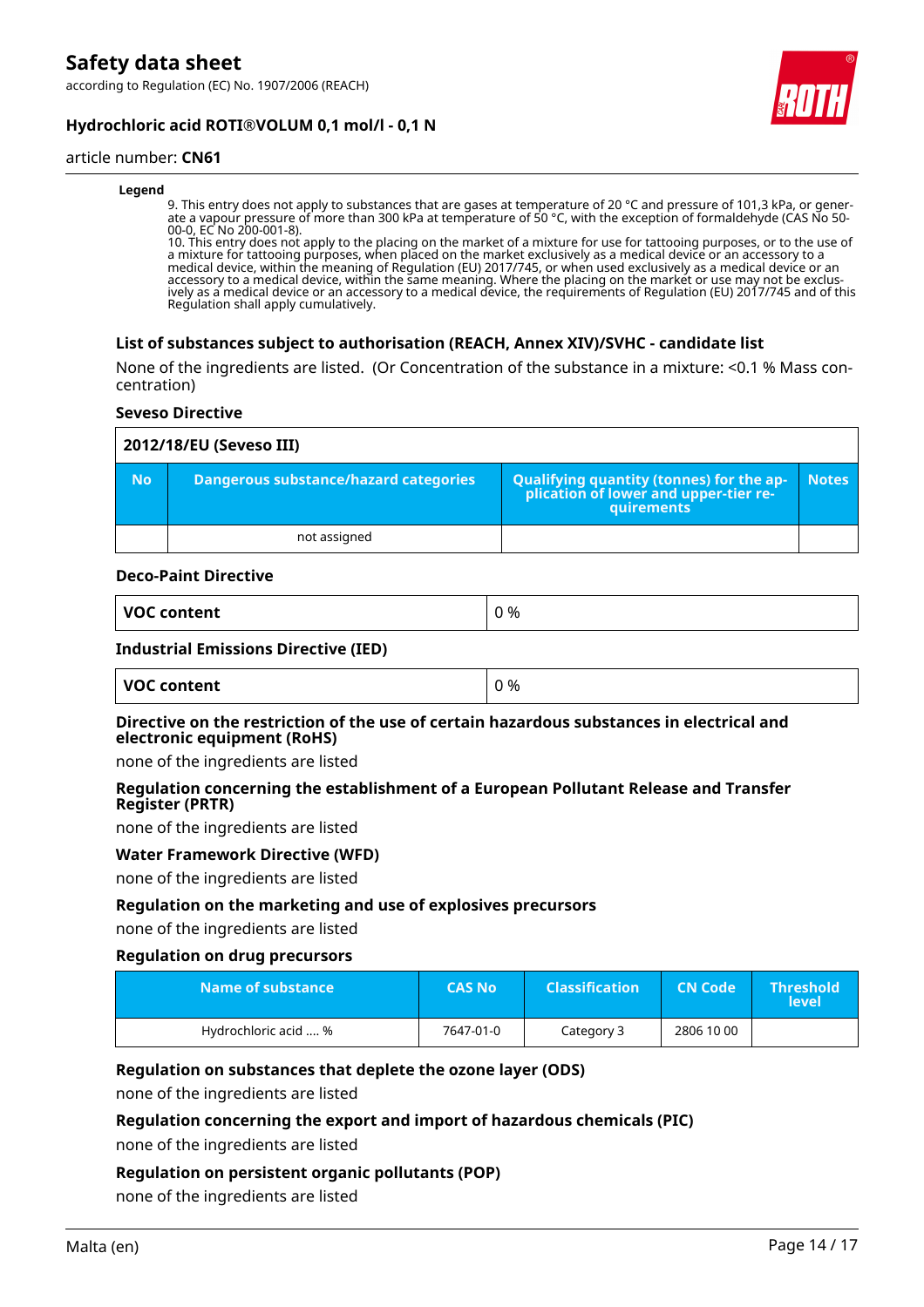**Legend**

9. This entry does not apply to substances that are gases at temperature of 20 °C and pressure of 101,3 kPa, or generate a vapour pressure of more than 300 kPa at temperature of 50 °C, with the exception of formaldehyde (CAS No 50-00-0, EC No 200-001-8).
10. This entry does not apply to the placing on the market of a mixture for use for tattooing purposes, or to the use of a mixture for tattooing purposes, when placed on the market exclusively as a medical device or an accessory to a medical device, within the meaning of Regulation (EU) 2017/745, or when used exclusively as a medical device or an accessory to a medical device, within the same meaning. Where the placing on the market or use may not be exclusively as a medical device or an accessory to a medical device, the requirements of Regulation (EU) 2017/745 and of this Regulation shall apply cumulatively.

### List of substances subject to authorisation (REACH, Annex XIV)/SVHC - candidate list

None of the ingredients are listed. (Or Concentration of the substance in a mixture: <0.1 % Mass concentration)

### Seveso Directive

| 2012/18/EU (Seveso III) | | | |
|---|---|---|---|
| **No** | **Dangerous substance/hazard categories** | **Qualifying quantity (tonnes) for the application of lower and upper-tier requirements** | **Notes** |
| | not assigned | | |

### Deco-Paint Directive

| VOC content | 0 % |
|---|---|

### Industrial Emissions Directive (IED)

| VOC content | 0 % |
|---|---|

### Directive on the restriction of the use of certain hazardous substances in electrical and electronic equipment (RoHS)

none of the ingredients are listed

### Regulation concerning the establishment of a European Pollutant Release and Transfer Register (PRTR)

none of the ingredients are listed

### Water Framework Directive (WFD)

none of the ingredients are listed

### Regulation on the marketing and use of explosives precursors

none of the ingredients are listed

### Regulation on drug precursors

| Name of substance | CAS No | Classification | CN Code | Threshold level |
|---|---|---|---|---|
| Hydrochloric acid .... % | 7647-01-0 | Category 3 | 2806 10 00 | |

### Regulation on substances that deplete the ozone layer (ODS)

none of the ingredients are listed

### Regulation concerning the export and import of hazardous chemicals (PIC)

none of the ingredients are listed

### Regulation on persistent organic pollutants (POP)

none of the ingredients are listed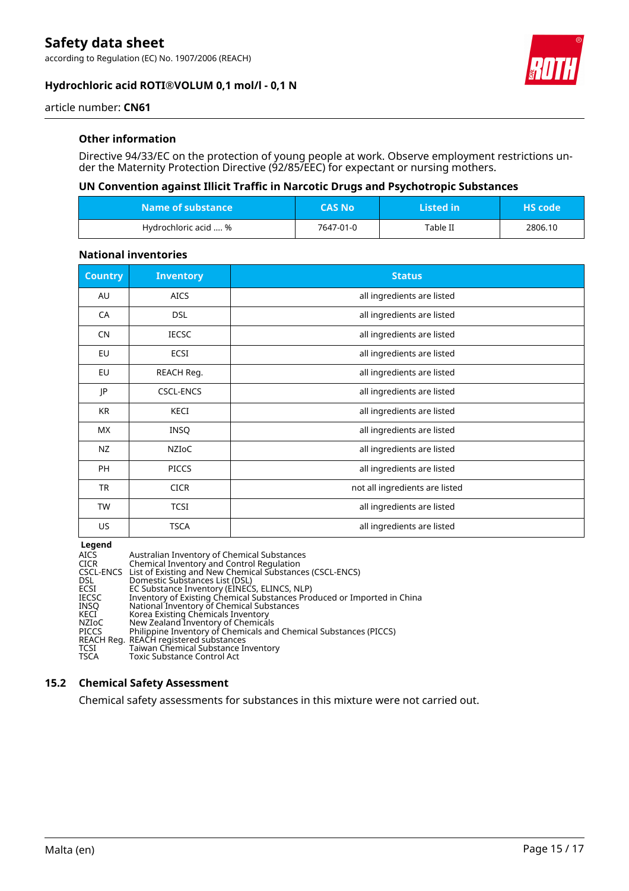### Other information

Directive 94/33/EC on the protection of young people at work. Observe employment restrictions under the Maternity Protection Directive (92/85/EEC) for expectant or nursing mothers.

### UN Convention against Illicit Traffic in Narcotic Drugs and Psychotropic Substances

| Name of substance | CAS No | Listed in | HS code |
|---|---|---|---|
| Hydrochloric acid .... % | 7647-01-0 | Table II | 2806.10 |

### National inventories

| Country | Inventory | Status |
|---|---|---|
| AU | AICS | all ingredients are listed |
| CA | DSL | all ingredients are listed |
| CN | IECSC | all ingredients are listed |
| EU | ECSI | all ingredients are listed |
| EU | REACH Reg. | all ingredients are listed |
| JP | CSCL-ENCS | all ingredients are listed |
| KR | KECI | all ingredients are listed |
| MX | INSQ | all ingredients are listed |
| NZ | NZIoC | all ingredients are listed |
| PH | PICCS | all ingredients are listed |
| TR | CICR | not all ingredients are listed |
| TW | TCSI | all ingredients are listed |
| US | TSCA | all ingredients are listed |

**Legend**

| | |
|---|---|
| AICS | Australian Inventory of Chemical Substances |
| CICR | Chemical Inventory and Control Regulation |
| CSCL-ENCS | List of Existing and New Chemical Substances (CSCL-ENCS) |
| DSL | Domestic Substances List (DSL) |
| ECSI | EC Substance Inventory (EINECS, ELINCS, NLP) |
| IECSC | Inventory of Existing Chemical Substances Produced or Imported in China |
| INSQ | National Inventory of Chemical Substances |
| KECI | Korea Existing Chemicals Inventory |
| NZIoC | New Zealand Inventory of Chemicals |
| PICCS | Philippine Inventory of Chemicals and Chemical Substances (PICCS) |
| REACH Reg. | REACH registered substances |
| TCSI | Taiwan Chemical Substance Inventory |
| TSCA | Toxic Substance Control Act |

## 15.2 Chemical Safety Assessment

Chemical safety assessments for substances in this mixture were not carried out.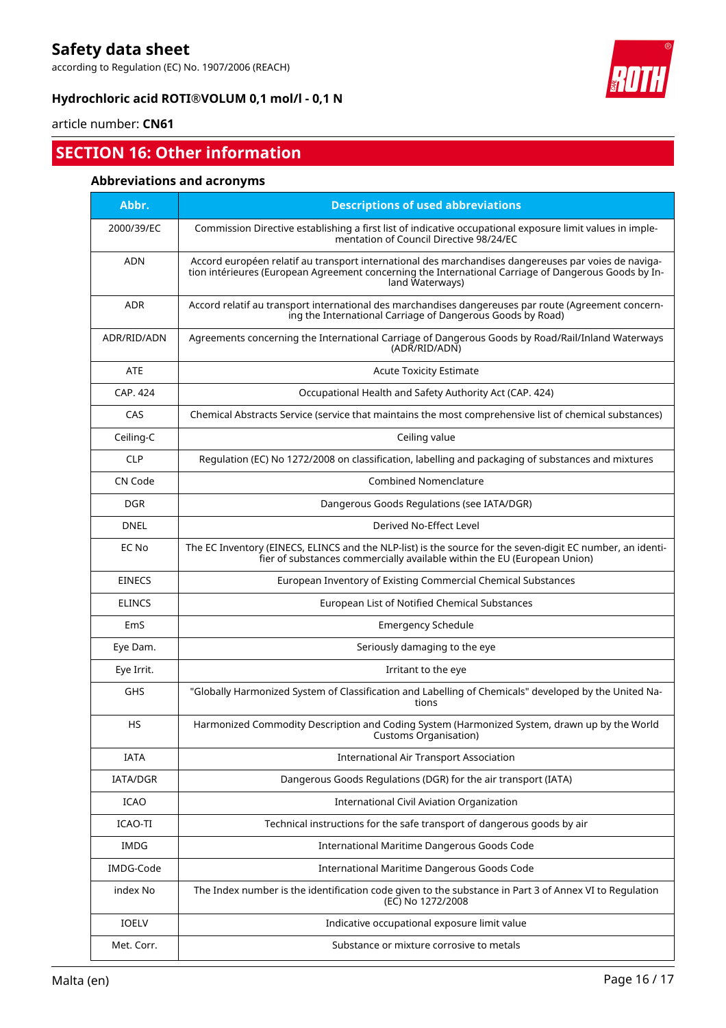## SECTION 16: Other information

### Abbreviations and acronyms

| Abbr. | Descriptions of used abbreviations |
|---|---|
| 2000/39/EC | Commission Directive establishing a first list of indicative occupational exposure limit values in implementation of Council Directive 98/24/EC |
| ADN | Accord européen relatif au transport international des marchandises dangereuses par voies de navigation intérieures (European Agreement concerning the International Carriage of Dangerous Goods by Inland Waterways) |
| ADR | Accord relatif au transport international des marchandises dangereuses par route (Agreement concerning the International Carriage of Dangerous Goods by Road) |
| ADR/RID/ADN | Agreements concerning the International Carriage of Dangerous Goods by Road/Rail/Inland Waterways (ADR/RID/ADN) |
| ATE | Acute Toxicity Estimate |
| CAP. 424 | Occupational Health and Safety Authority Act (CAP. 424) |
| CAS | Chemical Abstracts Service (service that maintains the most comprehensive list of chemical substances) |
| Ceiling-C | Ceiling value |
| CLP | Regulation (EC) No 1272/2008 on classification, labelling and packaging of substances and mixtures |
| CN Code | Combined Nomenclature |
| DGR | Dangerous Goods Regulations (see IATA/DGR) |
| DNEL | Derived No-Effect Level |
| EC No | The EC Inventory (EINECS, ELINCS and the NLP-list) is the source for the seven-digit EC number, an identifier of substances commercially available within the EU (European Union) |
| EINECS | European Inventory of Existing Commercial Chemical Substances |
| ELINCS | European List of Notified Chemical Substances |
| EmS | Emergency Schedule |
| Eye Dam. | Seriously damaging to the eye |
| Eye Irrit. | Irritant to the eye |
| GHS | "Globally Harmonized System of Classification and Labelling of Chemicals" developed by the United Nations |
| HS | Harmonized Commodity Description and Coding System (Harmonized System, drawn up by the World Customs Organisation) |
| IATA | International Air Transport Association |
| IATA/DGR | Dangerous Goods Regulations (DGR) for the air transport (IATA) |
| ICAO | International Civil Aviation Organization |
| ICAO-TI | Technical instructions for the safe transport of dangerous goods by air |
| IMDG | International Maritime Dangerous Goods Code |
| IMDG-Code | International Maritime Dangerous Goods Code |
| index No | The Index number is the identification code given to the substance in Part 3 of Annex VI to Regulation (EC) No 1272/2008 |
| IOELV | Indicative occupational exposure limit value |
| Met. Corr. | Substance or mixture corrosive to metals |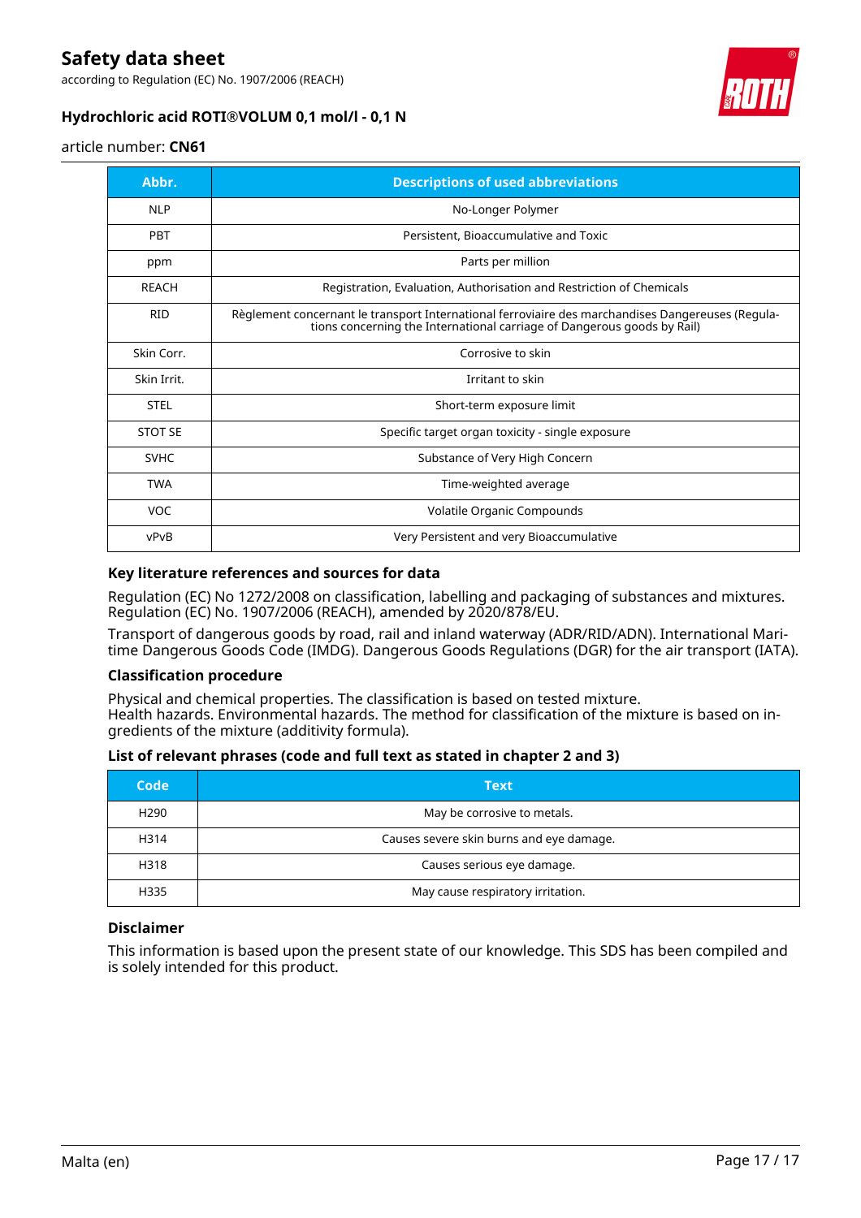| Abbr. | Descriptions of used abbreviations |
|---|---|
| NLP | No-Longer Polymer |
| PBT | Persistent, Bioaccumulative and Toxic |
| ppm | Parts per million |
| REACH | Registration, Evaluation, Authorisation and Restriction of Chemicals |
| RID | Règlement concernant le transport International ferroviaire des marchandises Dangereuses (Regulations concerning the International carriage of Dangerous goods by Rail) |
| Skin Corr. | Corrosive to skin |
| Skin Irrit. | Irritant to skin |
| STEL | Short-term exposure limit |
| STOT SE | Specific target organ toxicity - single exposure |
| SVHC | Substance of Very High Concern |
| TWA | Time-weighted average |
| VOC | Volatile Organic Compounds |
| vPvB | Very Persistent and very Bioaccumulative |

### Key literature references and sources for data

Regulation (EC) No 1272/2008 on classification, labelling and packaging of substances and mixtures. Regulation (EC) No. 1907/2006 (REACH), amended by 2020/878/EU.

Transport of dangerous goods by road, rail and inland waterway (ADR/RID/ADN). International Maritime Dangerous Goods Code (IMDG). Dangerous Goods Regulations (DGR) for the air transport (IATA).

### Classification procedure

Physical and chemical properties. The classification is based on tested mixture.
Health hazards. Environmental hazards. The method for classification of the mixture is based on ingredients of the mixture (additivity formula).

### List of relevant phrases (code and full text as stated in chapter 2 and 3)

| Code | Text |
|---|---|
| H290 | May be corrosive to metals. |
| H314 | Causes severe skin burns and eye damage. |
| H318 | Causes serious eye damage. |
| H335 | May cause respiratory irritation. |

### Disclaimer

This information is based upon the present state of our knowledge. This SDS has been compiled and is solely intended for this product.